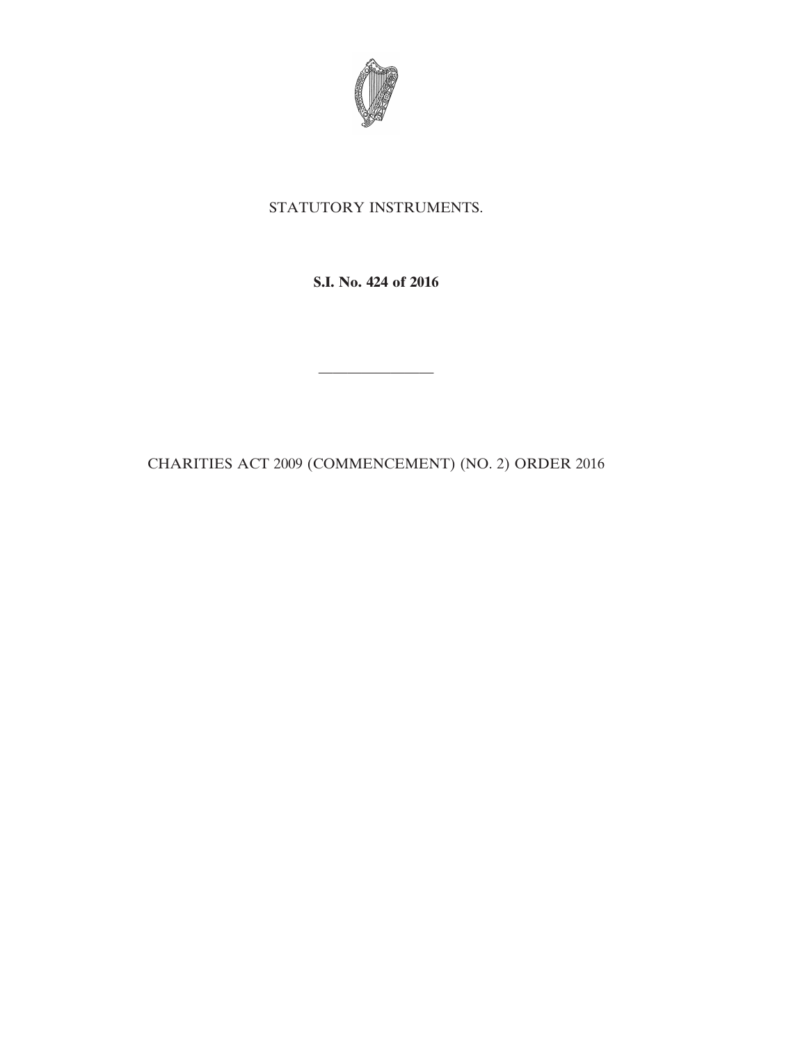STATUTORY INSTRUMENTS.

**S.I. No. 424 of 2016**

---

CHARITIES ACT 2009 (COMMENCEMENT) (NO. 2) ORDER 2016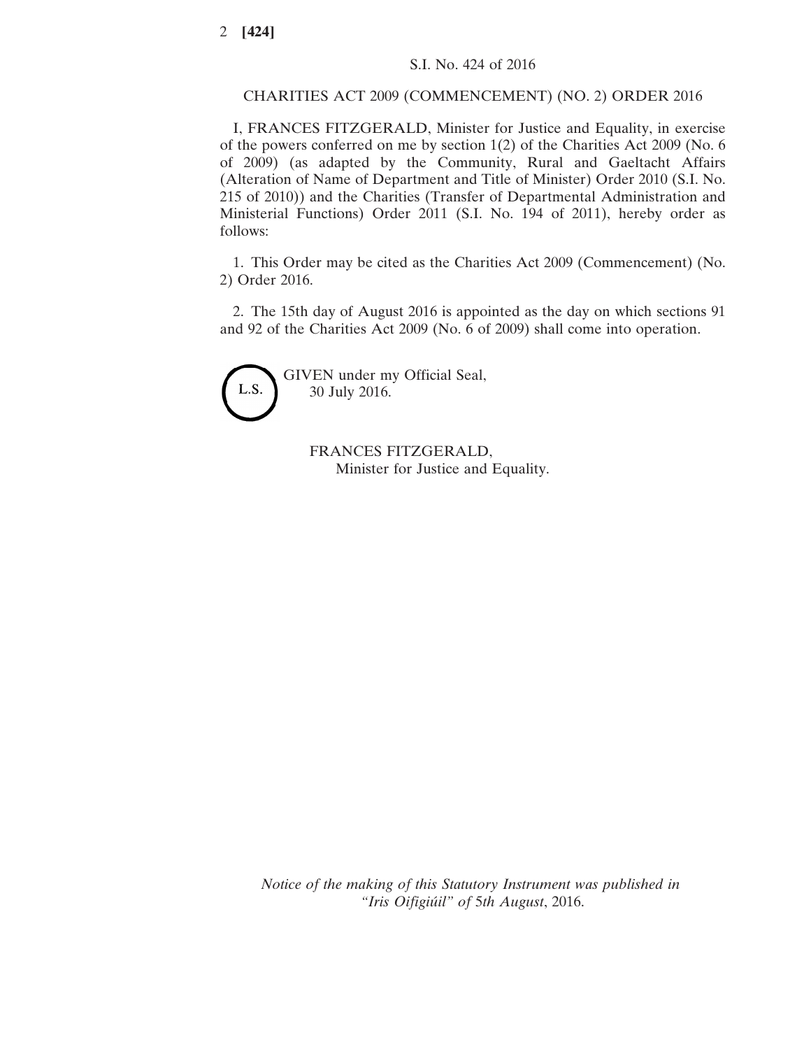S.I. No. 424 of 2016

# CHARITIES ACT 2009 (COMMENCEMENT) (NO. 2) ORDER 2016

I, FRANCES FITZGERALD, Minister for Justice and Equality, in exercise of the powers conferred on me by section 1(2) of the Charities Act 2009 (No. 6 of 2009) (as adapted by the Community, Rural and Gaeltacht Affairs (Alteration of Name of Department and Title of Minister) Order 2010 (S.I. No. 215 of 2010)) and the Charities (Transfer of Departmental Administration and Ministerial Functions) Order 2011 (S.I. No. 194 of 2011), hereby order as follows:

1. This Order may be cited as the Charities Act 2009 (Commencement) (No. 2) Order 2016.

2. The 15th day of August 2016 is appointed as the day on which sections 91 and 92 of the Charities Act 2009 (No. 6 of 2009) shall come into operation.

L.S.

GIVEN under my Official Seal,
30 July 2016.

FRANCES FITZGERALD,
Minister for Justice and Equality.

*Notice of the making of this Statutory Instrument was published in "Iris Oifigiúil" of 5th August, 2016.*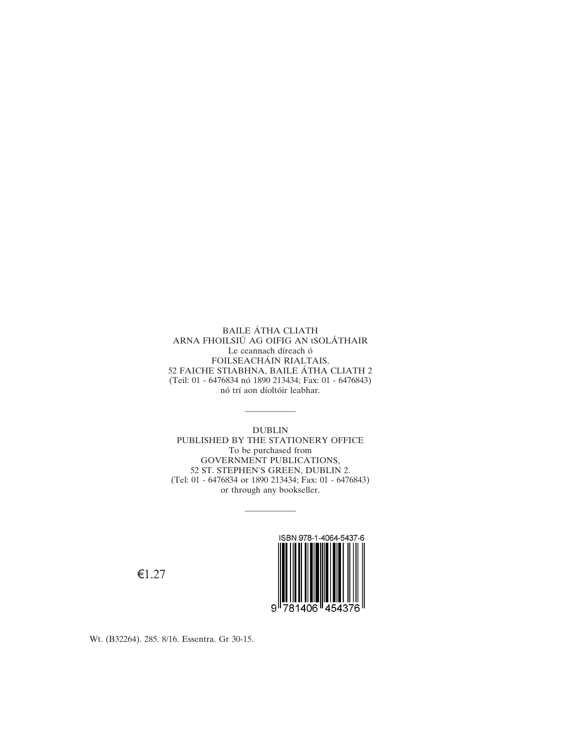BAILE ÁTHA CLIATH
ARNA FHOILSIÚ AG OIFIG AN tSOLÁTHAIR
Le ceannach díreach ó
FOILSEACHÁIN RIALTAIS,
52 FAICHE STIABHNA, BAILE ÁTHA CLIATH 2
(Teil: 01 - 6476834 nó 1890 213434; Fax: 01 - 6476843)
nó trí aon díoltóir leabhar.

---

DUBLIN
PUBLISHED BY THE STATIONERY OFFICE
To be purchased from
GOVERNMENT PUBLICATIONS,
52 ST. STEPHEN'S GREEN, DUBLIN 2.
(Tel: 01 - 6476834 or 1890 213434; Fax: 01 - 6476843)
or through any bookseller.

---

€1.27

ISBN 978-1-4064-5437-6

9 781406 454376

Wt. (B32264). 285. 8/16. Essentra. Gr 30-15.